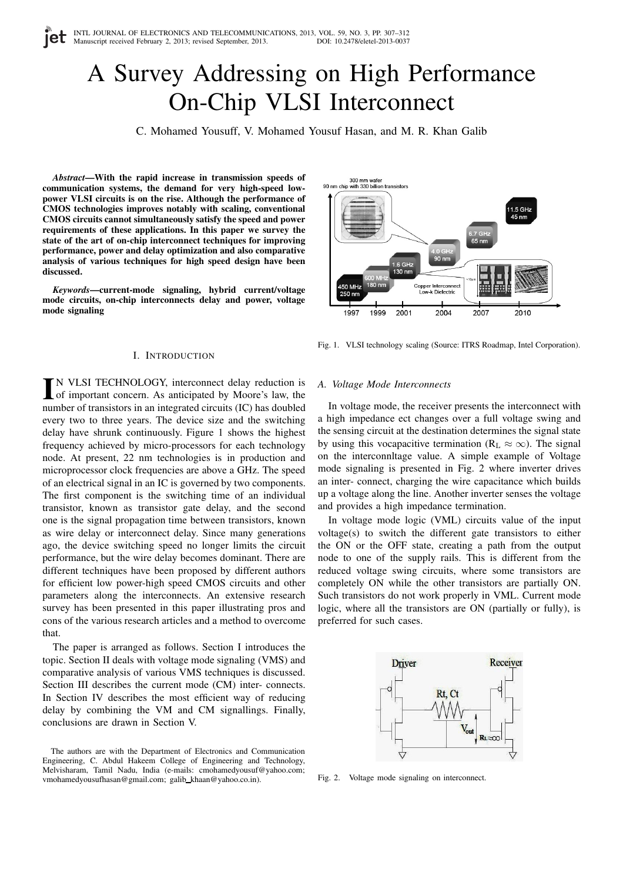# A Survey Addressing on High Performance On-Chip VLSI Interconnect

C. Mohamed Yousuff, V. Mohamed Yousuf Hasan, and M. R. Khan Galib

***Abstract*—With the rapid increase in transmission speeds of communication systems, the demand for very high-speed low-power VLSI circuits is on the rise. Although the performance of CMOS technologies improves notably with scaling, conventional CMOS circuits cannot simultaneously satisfy the speed and power requirements of these applications. In this paper we survey the state of the art of on-chip interconnect techniques for improving performance, power and delay optimization and also comparative analysis of various techniques for high speed design have been discussed.**

***Keywords*—current-mode signaling, hybrid current/voltage mode circuits, on-chip interconnects delay and power, voltage mode signaling**

## I. Introduction

IN VLSI TECHNOLOGY, interconnect delay reduction is of important concern. As anticipated by Moore's law, the number of transistors in an integrated circuits (IC) has doubled every two to three years. The device size and the switching delay have shrunk continuously. Figure 1 shows the highest frequency achieved by micro-processors for each technology node. At present, 22 nm technologies is in production and microprocessor clock frequencies are above a GHz. The speed of an electrical signal in an IC is governed by two components. The first component is the switching time of an individual transistor, known as transistor gate delay, and the second one is the signal propagation time between transistors, known as wire delay or interconnect delay. Since many generations ago, the device switching speed no longer limits the circuit performance, but the wire delay becomes dominant. There are different techniques have been proposed by different authors for efficient low power-high speed CMOS circuits and other parameters along the interconnects. An extensive research survey has been presented in this paper illustrating pros and cons of the various research articles and a method to overcome that.

The paper is arranged as follows. Section I introduces the topic. Section II deals with voltage mode signaling (VMS) and comparative analysis of various VMS techniques is discussed. Section III describes the current mode (CM) inter- connects. In Section IV describes the most efficient way of reducing delay by combining the VM and CM signallings. Finally, conclusions are drawn in Section V.

The authors are with the Department of Electronics and Communication Engineering, C. Abdul Hakeem College of Engineering and Technology, Melvisharam, Tamil Nadu, India (e-mails: cmohamedyousuf@yahoo.com; vmohamedyousufhasan@gmail.com; galib_khaan@yahoo.co.in).

300 mm wafer
90 nm chip with 330 billion transistors
11.5 GHz 45 nm
6.7 GHz 65 nm
4.0 GHz 90 nm
1.6 GHz 130 nm
600 MHz 180 nm
450 MHz 250 nm
Copper Interconnect Low-k Dielectric
1997 1999 2001 2004 2007 2010

Fig. 1. VLSI technology scaling (Source: ITRS Roadmap, Intel Corporation).

### A. Voltage Mode Interconnects

In voltage mode, the receiver presents the interconnect with a high impedance ect changes over a full voltage swing and the sensing circuit at the destination determines the signal state by using this vocapacitive termination ($R_L \approx \infty$). The signal on the interconnltage value. A simple example of Voltage mode signaling is presented in Fig. 2 where inverter drives an inter- connect, charging the wire capacitance which builds up a voltage along the line. Another inverter senses the voltage and provides a high impedance termination.

In voltage mode logic (VML) circuits value of the input voltage(s) to switch the different gate transistors to either the ON or the OFF state, creating a path from the output node to one of the supply rails. This is different from the reduced voltage swing circuits, where some transistors are completely ON while the other transistors are partially ON. Such transistors do not work properly in VML. Current mode logic, where all the transistors are ON (partially or fully), is preferred for such cases.

Driver
Receiver
Rt, Ct
$V_{out}$
$R_L \approx \infty$

Fig. 2. Voltage mode signaling on interconnect.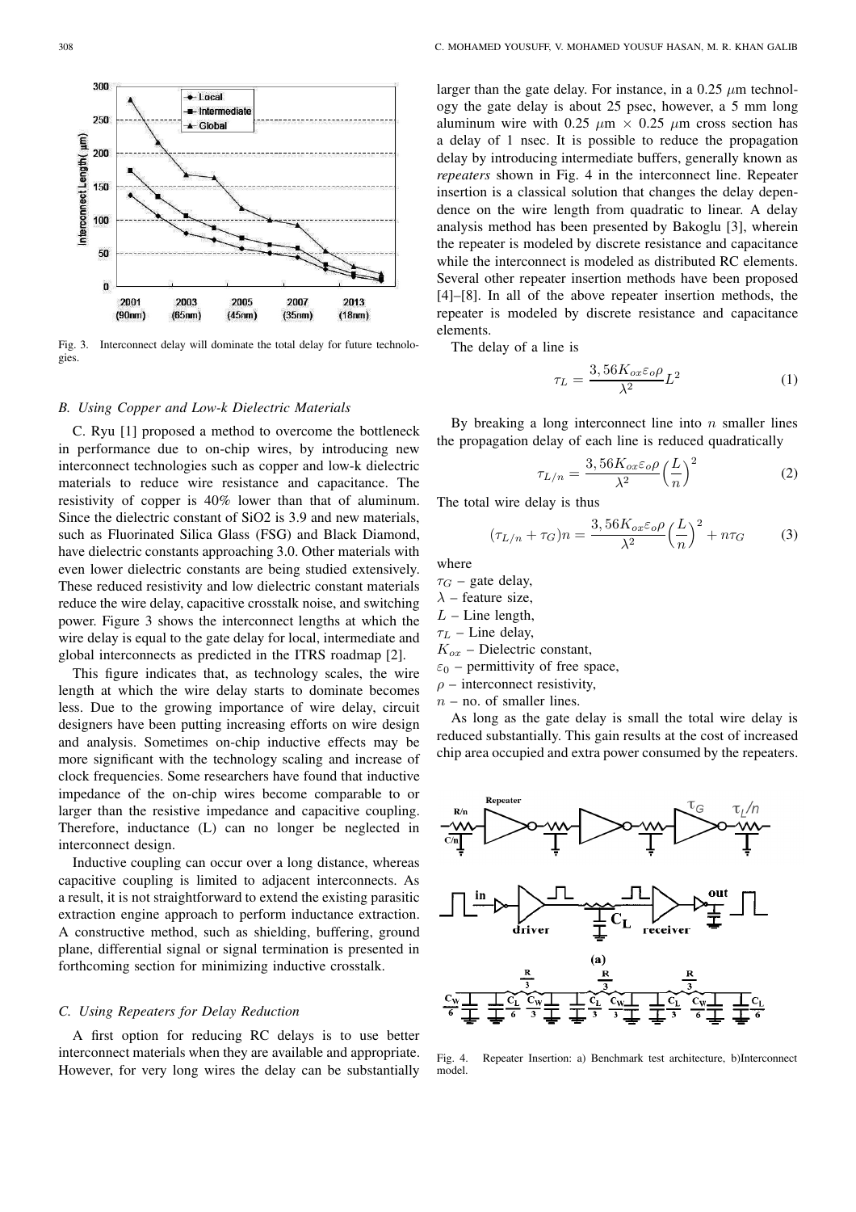Fig. 3. Interconnect delay will dominate the total delay for future technologies.

### B. Using Copper and Low-k Dielectric Materials

C. Ryu [1] proposed a method to overcome the bottleneck in performance due to on-chip wires, by introducing new interconnect technologies such as copper and low-k dielectric materials to reduce wire resistance and capacitance. The resistivity of copper is 40% lower than that of aluminum. Since the dielectric constant of SiO2 is 3.9 and new materials, such as Fluorinated Silica Glass (FSG) and Black Diamond, have dielectric constants approaching 3.0. Other materials with even lower dielectric constants are being studied extensively. These reduced resistivity and low dielectric constant materials reduce the wire delay, capacitive crosstalk noise, and switching power. Figure 3 shows the interconnect lengths at which the wire delay is equal to the gate delay for local, intermediate and global interconnects as predicted in the ITRS roadmap [2].

This figure indicates that, as technology scales, the wire length at which the wire delay starts to dominate becomes less. Due to the growing importance of wire delay, circuit designers have been putting increasing efforts on wire design and analysis. Sometimes on-chip inductive effects may be more significant with the technology scaling and increase of clock frequencies. Some researchers have found that inductive impedance of the on-chip wires become comparable to or larger than the resistive impedance and capacitive coupling. Therefore, inductance (L) can no longer be neglected in interconnect design.

Inductive coupling can occur over a long distance, whereas capacitive coupling is limited to adjacent interconnects. As a result, it is not straightforward to extend the existing parasitic extraction engine approach to perform inductance extraction. A constructive method, such as shielding, buffering, ground plane, differential signal or signal termination is presented in forthcoming section for minimizing inductive crosstalk.

### C. Using Repeaters for Delay Reduction

A first option for reducing RC delays is to use better interconnect materials when they are available and appropriate. However, for very long wires the delay can be substantially larger than the gate delay. For instance, in a 0.25 $\mu$m technology the gate delay is about 25 psec, however, a 5 mm long aluminum wire with 0.25 $\mu$m $\times$ 0.25 $\mu$m cross section has a delay of 1 nsec. It is possible to reduce the propagation delay by introducing intermediate buffers, generally known as *repeaters* shown in Fig. 4 in the interconnect line. Repeater insertion is a classical solution that changes the delay dependence on the wire length from quadratic to linear. A delay analysis method has been presented by Bakoglu [3], wherein the repeater is modeled by discrete resistance and capacitance while the interconnect is modeled as distributed RC elements. Several other repeater insertion methods have been proposed [4]–[8]. In all of the above repeater insertion methods, the repeater is modeled by discrete resistance and capacitance elements.

The delay of a line is

$$\tau_L = \frac{3,56 K_{ox} \varepsilon_o \rho}{\lambda^2} L^2 \tag{1}$$

By breaking a long interconnect line into $n$ smaller lines the propagation delay of each line is reduced quadratically

$$\tau_{L/n} = \frac{3,56 K_{ox} \varepsilon_o \rho}{\lambda^2} \Big(\frac{L}{n}\Big)^2 \tag{2}$$

The total wire delay is thus

$$(\tau_{L/n} + \tau_G)n = \frac{3,56 K_{ox} \varepsilon_o \rho}{\lambda^2} \Big(\frac{L}{n}\Big)^2 + n\tau_G \tag{3}$$

where

$\tau_G$ – gate delay,
$\lambda$ – feature size,
$L$ – Line length,
$\tau_L$ – Line delay,
$K_{ox}$ – Dielectric constant,
$\varepsilon_0$ – permittivity of free space,
$\rho$ – interconnect resistivity,
$n$ – no. of smaller lines.

As long as the gate delay is small the total wire delay is reduced substantially. This gain results at the cost of increased chip area occupied and extra power consumed by the repeaters.

Fig. 4. Repeater Insertion: a) Benchmark test architecture, b)Interconnect model.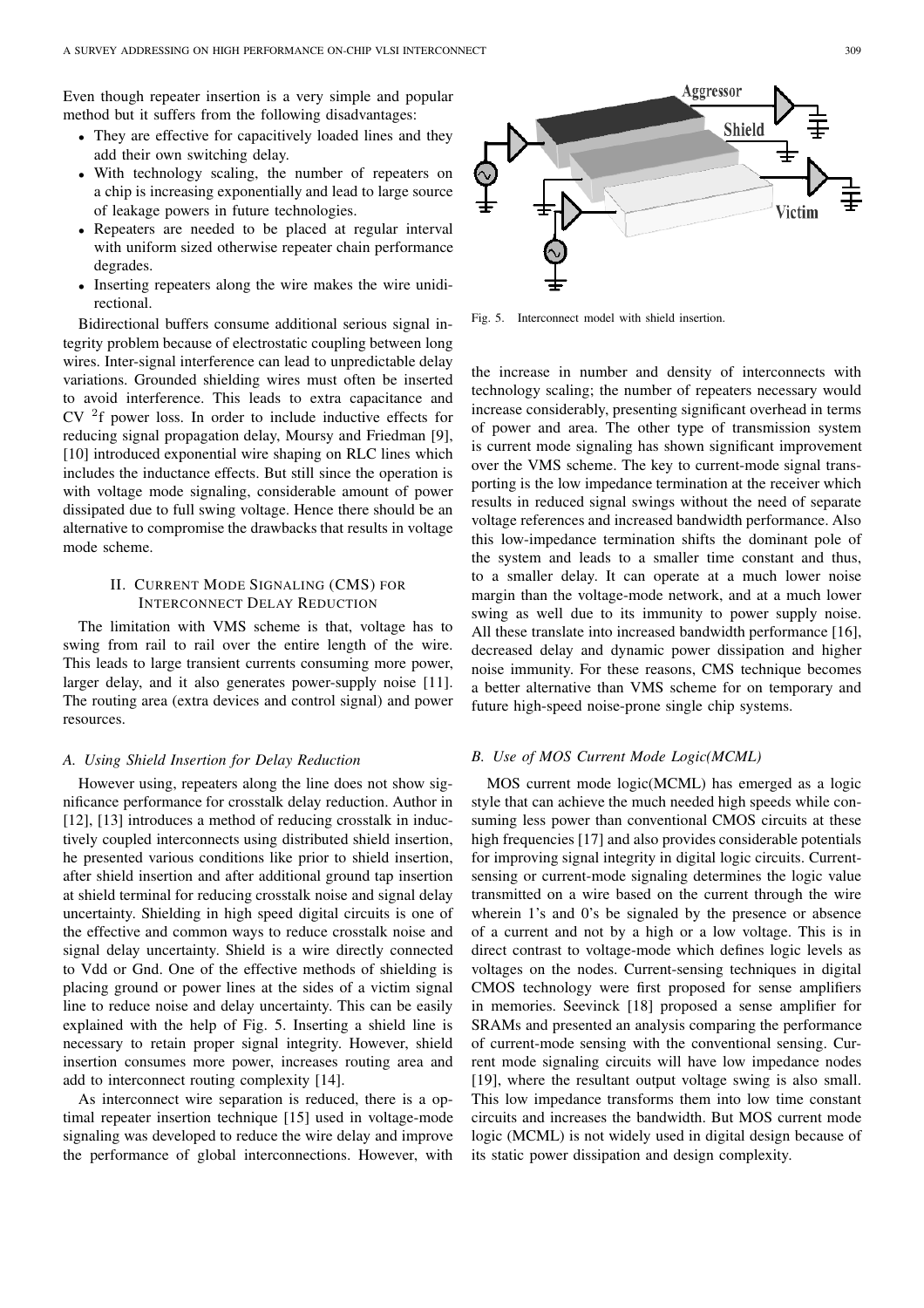Even though repeater insertion is a very simple and popular method but it suffers from the following disadvantages:

- They are effective for capacitively loaded lines and they add their own switching delay.
- With technology scaling, the number of repeaters on a chip is increasing exponentially and lead to large source of leakage powers in future technologies.
- Repeaters are needed to be placed at regular interval with uniform sized otherwise repeater chain performance degrades.
- Inserting repeaters along the wire makes the wire unidirectional.

Bidirectional buffers consume additional serious signal integrity problem because of electrostatic coupling between long wires. Inter-signal interference can lead to unpredictable delay variations. Grounded shielding wires must often be inserted to avoid interference. This leads to extra capacitance and $CV^2f$ power loss. In order to include inductive effects for reducing signal propagation delay, Moursy and Friedman [9], [10] introduced exponential wire shaping on RLC lines which includes the inductance effects. But still since the operation is with voltage mode signaling, considerable amount of power dissipated due to full swing voltage. Hence there should be an alternative to compromise the drawbacks that results in voltage mode scheme.

## II. Current Mode Signaling (CMS) for Interconnect Delay Reduction

The limitation with VMS scheme is that, voltage has to swing from rail to rail over the entire length of the wire. This leads to large transient currents consuming more power, larger delay, and it also generates power-supply noise [11]. The routing area (extra devices and control signal) and power resources.

### A. Using Shield Insertion for Delay Reduction

However using, repeaters along the line does not show significance performance for crosstalk delay reduction. Author in [12], [13] introduces a method of reducing crosstalk in inductively coupled interconnects using distributed shield insertion, he presented various conditions like prior to shield insertion, after shield insertion and after additional ground tap insertion at shield terminal for reducing crosstalk noise and signal delay uncertainty. Shielding in high speed digital circuits is one of the effective and common ways to reduce crosstalk noise and signal delay uncertainty. Shield is a wire directly connected to Vdd or Gnd. One of the effective methods of shielding is placing ground or power lines at the sides of a victim signal line to reduce noise and delay uncertainty. This can be easily explained with the help of Fig. 5. Inserting a shield line is necessary to retain proper signal integrity. However, shield insertion consumes more power, increases routing area and add to interconnect routing complexity [14].

As interconnect wire separation is reduced, there is a optimal repeater insertion technique [15] used in voltage-mode signaling was developed to reduce the wire delay and improve the performance of global interconnections. However, with the increase in number and density of interconnects with technology scaling; the number of repeaters necessary would increase considerably, presenting significant overhead in terms of power and area. The other type of transmission system is current mode signaling has shown significant improvement over the VMS scheme. The key to current-mode signal transporting is the low impedance termination at the receiver which results in reduced signal swings without the need of separate voltage references and increased bandwidth performance. Also this low-impedance termination shifts the dominant pole of the system and leads to a smaller time constant and thus, to a smaller delay. It can operate at a much lower noise margin than the voltage-mode network, and at a much lower swing as well due to its immunity to power supply noise. All these translate into increased bandwidth performance [16], decreased delay and dynamic power dissipation and higher noise immunity. For these reasons, CMS technique becomes a better alternative than VMS scheme for on temporary and future high-speed noise-prone single chip systems.

Fig. 5. Interconnect model with shield insertion.

### B. Use of MOS Current Mode Logic(MCML)

MOS current mode logic(MCML) has emerged as a logic style that can achieve the much needed high speeds while consuming less power than conventional CMOS circuits at these high frequencies [17] and also provides considerable potentials for improving signal integrity in digital logic circuits. Current-sensing or current-mode signaling determines the logic value transmitted on a wire based on the current through the wire wherein 1's and 0's be signaled by the presence or absence of a current and not by a high or a low voltage. This is in direct contrast to voltage-mode which defines logic levels as voltages on the nodes. Current-sensing techniques in digital CMOS technology were first proposed for sense amplifiers in memories. Seevinck [18] proposed a sense amplifier for SRAMs and presented an analysis comparing the performance of current-mode sensing with the conventional sensing. Current mode signaling circuits will have low impedance nodes [19], where the resultant output voltage swing is also small. This low impedance transforms them into low time constant circuits and increases the bandwidth. But MOS current mode logic (MCML) is not widely used in digital design because of its static power dissipation and design complexity.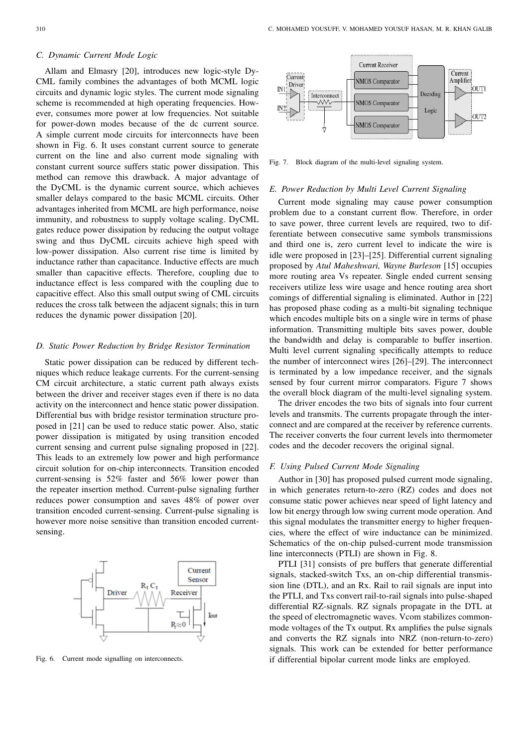### C. Dynamic Current Mode Logic

Allam and Elmasry [20], introduces new logic-style DyCML family combines the advantages of both MCML logic circuits and dynamic logic styles. The current mode signaling scheme is recommended at high operating frequencies. However, consumes more power at low frequencies. Not suitable for power-down modes because of the dc current source. A simple current mode circuits for interconnects have been shown in Fig. 6. It uses constant current source to generate current on the line and also current mode signaling with constant current source suffers static power dissipation. This method can remove this drawback. A major advantage of the DyCML is the dynamic current source, which achieves smaller delays compared to the basic MCML circuits. Other advantages inherited from MCML are high performance, noise immunity, and robustness to supply voltage scaling. DyCML gates reduce power dissipation by reducing the output voltage swing and thus DyCML circuits achieve high speed with low-power dissipation. Also current rise time is limited by inductance rather than capacitance. Inductive effects are much smaller than capacitive effects. Therefore, coupling due to inductance effect is less compared with the coupling due to capacitive effect. Also this small output swing of CML circuits reduces the cross talk between the adjacent signals; this in turn reduces the dynamic power dissipation [20].

### D. Static Power Reduction by Bridge Resistor Termination

Static power dissipation can be reduced by different techniques which reduce leakage currents. For the current-sensing CM circuit architecture, a static current path always exists between the driver and receiver stages even if there is no data activity on the interconnect and hence static power dissipation. Differential bus with bridge resistor termination structure proposed in [21] can be used to reduce static power. Also, static power dissipation is mitigated by using transition encoded current sensing and current pulse signaling proposed in [22]. This leads to an extremely low power and high performance circuit solution for on-chip interconnects. Transition encoded current-sensing is 52% faster and 56% lower power than the repeater insertion method. Current-pulse signaling further reduces power consumption and saves 48% of power over transition encoded current-sensing. Current-pulse signaling is however more noise sensitive than transition encoded current-sensing.

Fig. 6. Current mode signalling on interconnects.

Fig. 7. Block diagram of the multi-level signaling system.

### E. Power Reduction by Multi Level Current Signaling

Current mode signaling may cause power consumption problem due to a constant current flow. Therefore, in order to save power, three current levels are required, two to differentiate between consecutive same symbols transmissions and third one is, zero current level to indicate the wire is idle were proposed in [23]–[25]. Differential current signaling proposed by *Atul Maheshwari, Wayne Burleson* [15] occupies more routing area Vs repeater. Single ended current sensing receivers utilize less wire usage and hence routing area short comings of differential signaling is eliminated. Author in [22] has proposed phase coding as a multi-bit signaling technique which encodes multiple bits on a single wire in terms of phase information. Transmitting multiple bits saves power, double the bandwidth and delay is comparable to buffer insertion. Multi level current signaling specifically attempts to reduce the number of interconnect wires [26]–[29]. The interconnect is terminated by a low impedance receiver, and the signals sensed by four current mirror comparators. Figure 7 shows the overall block diagram of the multi-level signaling system.

The driver encodes the two bits of signals into four current levels and transmits. The currents propagate through the interconnect and are compared at the receiver by reference currents. The receiver converts the four current levels into thermometer codes and the decoder recovers the original signal.

### F. Using Pulsed Current Mode Signaling

Author in [30] has proposed pulsed current mode signaling, in which generates return-to-zero (RZ) codes and does not consume static power achieves near speed of light latency and low bit energy through low swing current mode operation. And this signal modulates the transmitter energy to higher frequencies, where the effect of wire inductance can be minimized. Schematics of the on-chip pulsed-current mode transmission line interconnects (PTLI) are shown in Fig. 8.

PTLI [31] consists of pre buffers that generate differential signals, stacked-switch Txs, an on-chip differential transmission line (DTL), and an Rx. Rail to rail signals are input into the PTLI, and Txs convert rail-to-rail signals into pulse-shaped differential RZ-signals. RZ signals propagate in the DTL at the speed of electromagnetic waves. Vcom stabilizes common-mode voltages of the Tx output. Rx amplifies the pulse signals and converts the RZ signals into NRZ (non-return-to-zero) signals. This work can be extended for better performance if differential bipolar current mode links are employed.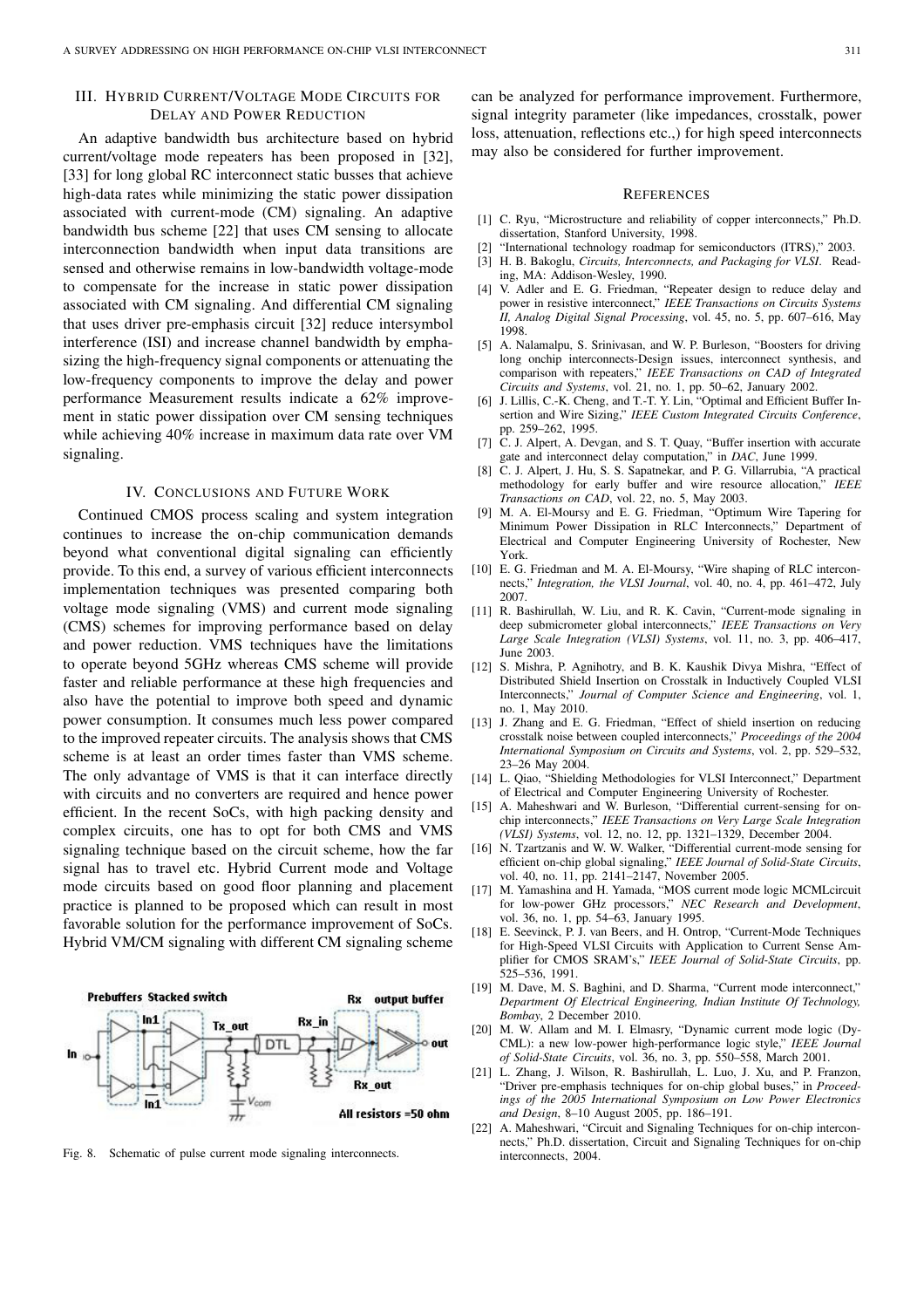## III. Hybrid Current/Voltage Mode Circuits for Delay and Power Reduction

An adaptive bandwidth bus architecture based on hybrid current/voltage mode repeaters has been proposed in [32], [33] for long global RC interconnect static busses that achieve high-data rates while minimizing the static power dissipation associated with current-mode (CM) signaling. An adaptive bandwidth bus scheme [22] that uses CM sensing to allocate interconnection bandwidth when input data transitions are sensed and otherwise remains in low-bandwidth voltage-mode to compensate for the increase in static power dissipation associated with CM signaling. And differential CM signaling that uses driver pre-emphasis circuit [32] reduce intersymbol interference (ISI) and increase channel bandwidth by emphasizing the high-frequency signal components or attenuating the low-frequency components to improve the delay and power performance Measurement results indicate a 62% improvement in static power dissipation over CM sensing techniques while achieving 40% increase in maximum data rate over VM signaling.

## IV. Conclusions and Future Work

Continued CMOS process scaling and system integration continues to increase the on-chip communication demands beyond what conventional digital signaling can efficiently provide. To this end, a survey of various efficient interconnects implementation techniques was presented comparing both voltage mode signaling (VMS) and current mode signaling (CMS) schemes for improving performance based on delay and power reduction. VMS techniques have the limitations to operate beyond 5GHz whereas CMS scheme will provide faster and reliable performance at these high frequencies and also have the potential to improve both speed and dynamic power consumption. It consumes much less power compared to the improved repeater circuits. The analysis shows that CMS scheme is at least an order times faster than VMS scheme. The only advantage of VMS is that it can interface directly with circuits and no converters are required and hence power efficient. In the recent SoCs, with high packing density and complex circuits, one has to opt for both CMS and VMS signaling technique based on the circuit scheme, how the far signal has to travel etc. Hybrid Current mode and Voltage mode circuits based on good floor planning and placement practice is planned to be proposed which can result in most favorable solution for the performance improvement of SoCs. Hybrid VM/CM signaling with different CM signaling scheme can be analyzed for performance improvement. Furthermore, signal integrity parameter (like impedances, crosstalk, power loss, attenuation, reflections etc.,) for high speed interconnects may also be considered for further improvement.

Fig. 8. Schematic of pulse current mode signaling interconnects.

## References

[1] C. Ryu, "Microstructure and reliability of copper interconnects," Ph.D. dissertation, Stanford University, 1998.

[2] "International technology roadmap for semiconductors (ITRS)," 2003.

[3] H. B. Bakoglu, *Circuits, Interconnects, and Packaging for VLSI*. Reading, MA: Addison-Wesley, 1990.

[4] V. Adler and E. G. Friedman, "Repeater design to reduce delay and power in resistive interconnect," *IEEE Transactions on Circuits Systems II, Analog Digital Signal Processing*, vol. 45, no. 5, pp. 607–616, May 1998.

[5] A. Nalamalpu, S. Srinivasan, and W. P. Burleson, "Boosters for driving long onchip interconnects-Design issues, interconnect synthesis, and comparison with repeaters," *IEEE Transactions on CAD of Integrated Circuits and Systems*, vol. 21, no. 1, pp. 50–62, January 2002.

[6] J. Lillis, C.-K. Cheng, and T.-T. Y. Lin, "Optimal and Efficient Buffer Insertion and Wire Sizing," *IEEE Custom Integrated Circuits Conference*, pp. 259–262, 1995.

[7] C. J. Alpert, A. Devgan, and S. T. Quay, "Buffer insertion with accurate gate and interconnect delay computation," in *DAC*, June 1999.

[8] C. J. Alpert, J. Hu, S. S. Sapatnekar, and P. G. Villarrubia, "A practical methodology for early buffer and wire resource allocation," *IEEE Transactions on CAD*, vol. 22, no. 5, May 2003.

[9] M. A. El-Moursy and E. G. Friedman, "Optimum Wire Tapering for Minimum Power Dissipation in RLC Interconnects," Department of Electrical and Computer Engineering University of Rochester, New York.

[10] E. G. Friedman and M. A. El-Moursy, "Wire shaping of RLC interconnects," *Integration, the VLSI Journal*, vol. 40, no. 4, pp. 461–472, July 2007.

[11] R. Bashirullah, W. Liu, and R. K. Cavin, "Current-mode signaling in deep submicrometer global interconnects," *IEEE Transactions on Very Large Scale Integration (VLSI) Systems*, vol. 11, no. 3, pp. 406–417, June 2003.

[12] S. Mishra, P. Agnihotry, and B. K. Kaushik Divya Mishra, "Effect of Distributed Shield Insertion on Crosstalk in Inductively Coupled VLSI Interconnects," *Journal of Computer Science and Engineering*, vol. 1, no. 1, May 2010.

[13] J. Zhang and E. G. Friedman, "Effect of shield insertion on reducing crosstalk noise between coupled interconnects," *Proceedings of the 2004 International Symposium on Circuits and Systems*, vol. 2, pp. 529–532, 23–26 May 2004.

[14] L. Qiao, "Shielding Methodologies for VLSI Interconnect," Department of Electrical and Computer Engineering University of Rochester.

[15] A. Maheshwari and W. Burleson, "Differential current-sensing for on-chip interconnects," *IEEE Transactions on Very Large Scale Integration (VLSI) Systems*, vol. 12, no. 12, pp. 1321–1329, December 2004.

[16] N. Tzartzanis and W. W. Walker, "Differential current-mode sensing for efficient on-chip global signaling," *IEEE Journal of Solid-State Circuits*, vol. 40, no. 11, pp. 2141–2147, November 2005.

[17] M. Yamashina and H. Yamada, "MOS current mode logic MCMLcircuit for low-power GHz processors," *NEC Research and Development*, vol. 36, no. 1, pp. 54–63, January 1995.

[18] E. Seevinck, P. J. van Beers, and H. Ontrop, "Current-Mode Techniques for High-Speed VLSI Circuits with Application to Current Sense Amplifier for CMOS SRAM's," *IEEE Journal of Solid-State Circuits*, pp. 525–536, 1991.

[19] M. Dave, M. S. Baghini, and D. Sharma, "Current mode interconnect," *Department Of Electrical Engineering, Indian Institute Of Technology, Bombay*, 2 December 2010.

[20] M. W. Allam and M. I. Elmasry, "Dynamic current mode logic (DyCML): a new low-power high-performance logic style," *IEEE Journal of Solid-State Circuits*, vol. 36, no. 3, pp. 550–558, March 2001.

[21] L. Zhang, J. Wilson, R. Bashirullah, L. Luo, J. Xu, and P. Franzon, "Driver pre-emphasis techniques for on-chip global buses," in *Proceedings of the 2005 International Symposium on Low Power Electronics and Design*, 8–10 August 2005, pp. 186–191.

[22] A. Maheshwari, "Circuit and Signaling Techniques for on-chip interconnects," Ph.D. dissertation, Circuit and Signaling Techniques for on-chip interconnects, 2004.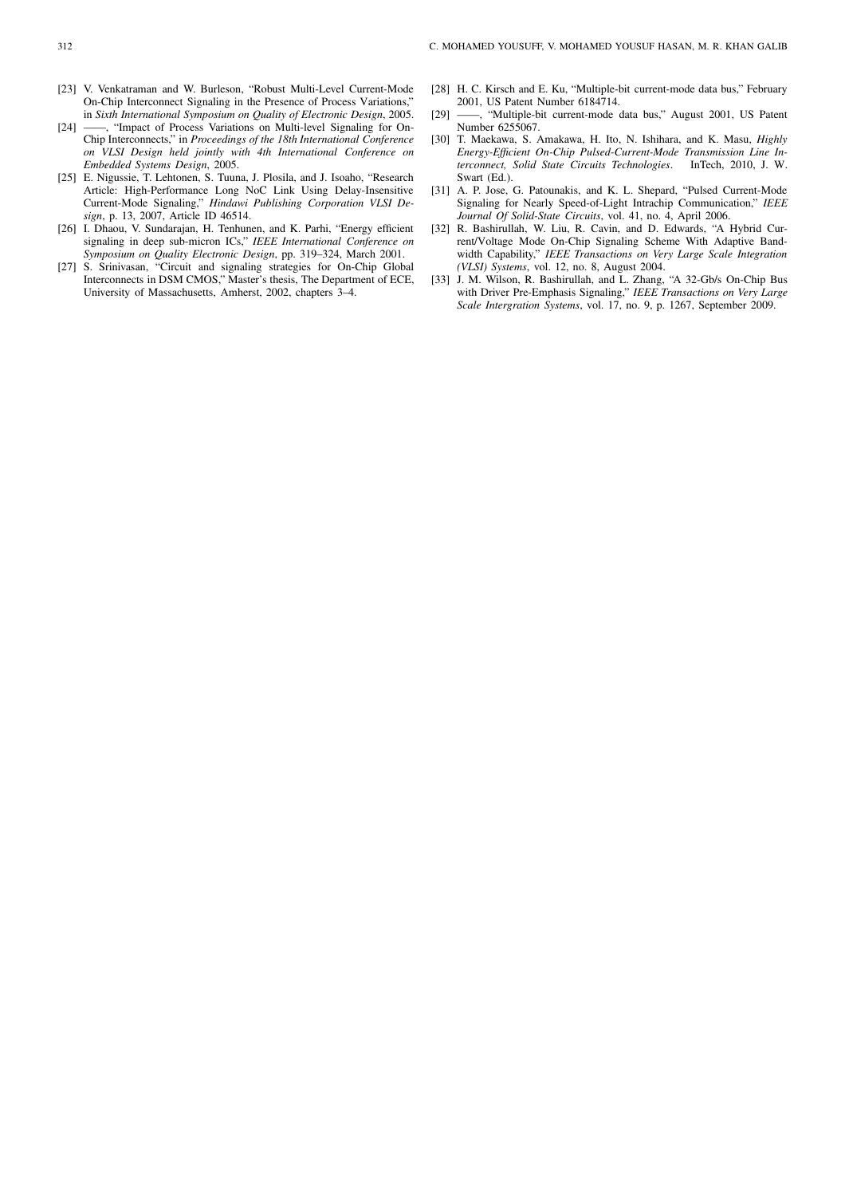[23] V. Venkatraman and W. Burleson, "Robust Multi-Level Current-Mode On-Chip Interconnect Signaling in the Presence of Process Variations," in *Sixth International Symposium on Quality of Electronic Design*, 2005.

[24] ——, "Impact of Process Variations on Multi-level Signaling for On-Chip Interconnects," in *Proceedings of the 18th International Conference on VLSI Design held jointly with 4th International Conference on Embedded Systems Design*, 2005.

[25] E. Nigussie, T. Lehtonen, S. Tuuna, J. Plosila, and J. Isoaho, "Research Article: High-Performance Long NoC Link Using Delay-Insensitive Current-Mode Signaling," *Hindawi Publishing Corporation VLSI Design*, p. 13, 2007, Article ID 46514.

[26] I. Dhaou, V. Sundarajan, H. Tenhunen, and K. Parhi, "Energy efficient signaling in deep sub-micron ICs," *IEEE International Conference on Symposium on Quality Electronic Design*, pp. 319–324, March 2001.

[27] S. Srinivasan, "Circuit and signaling strategies for On-Chip Global Interconnects in DSM CMOS," Master's thesis, The Department of ECE, University of Massachusetts, Amherst, 2002, chapters 3–4.

[28] H. C. Kirsch and E. Ku, "Multiple-bit current-mode data bus," February 2001, US Patent Number 6184714.

[29] ——, "Multiple-bit current-mode data bus," August 2001, US Patent Number 6255067.

[30] T. Maekawa, S. Amakawa, H. Ito, N. Ishihara, and K. Masu, *Highly Energy-Efficient On-Chip Pulsed-Current-Mode Transmission Line Interconnect, Solid State Circuits Technologies*. InTech, 2010, J. W. Swart (Ed.).

[31] A. P. Jose, G. Patounakis, and K. L. Shepard, "Pulsed Current-Mode Signaling for Nearly Speed-of-Light Intrachip Communication," *IEEE Journal Of Solid-State Circuits*, vol. 41, no. 4, April 2006.

[32] R. Bashirullah, W. Liu, R. Cavin, and D. Edwards, "A Hybrid Current/Voltage Mode On-Chip Signaling Scheme With Adaptive Bandwidth Capability," *IEEE Transactions on Very Large Scale Integration (VLSI) Systems*, vol. 12, no. 8, August 2004.

[33] J. M. Wilson, R. Bashirullah, and L. Zhang, "A 32-Gb/s On-Chip Bus with Driver Pre-Emphasis Signaling," *IEEE Transactions on Very Large Scale Intergration Systems*, vol. 17, no. 9, p. 1267, September 2009.